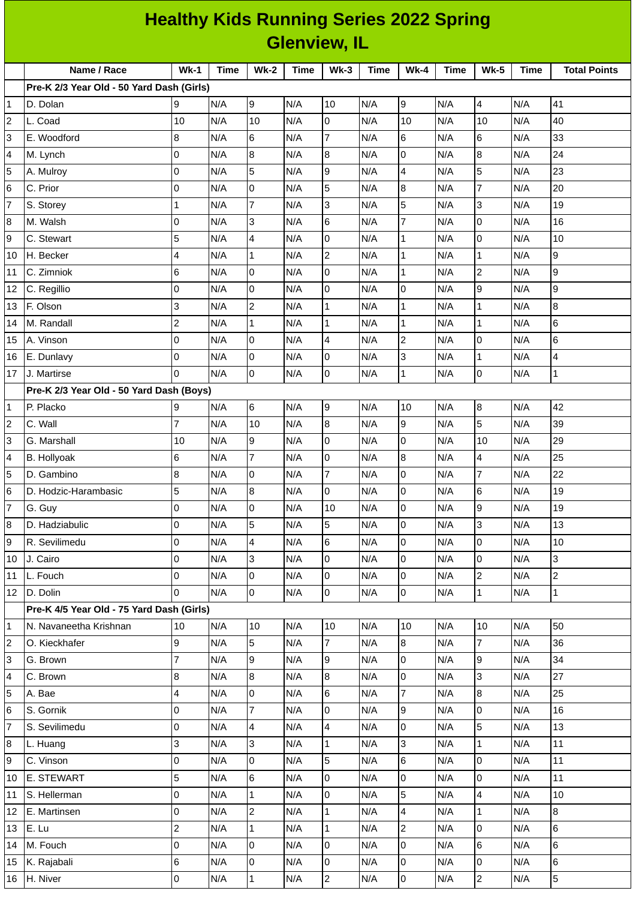# Healthy Kids Running Series 2022 Spring
## Glenview, IL

| | Name / Race | Wk-1 | Time | Wk-2 | Time | Wk-3 | Time | Wk-4 | Time | Wk-5 | Time | Total Points |
|---|---|---|---|---|---|---|---|---|---|---|---|---|
| | **Pre-K 2/3 Year Old - 50 Yard Dash (Girls)** | | | | | | | | | | | |
| 1 | D. Dolan | 9 | N/A | 9 | N/A | 10 | N/A | 9 | N/A | 4 | N/A | 41 |
| 2 | L. Coad | 10 | N/A | 10 | N/A | 0 | N/A | 10 | N/A | 10 | N/A | 40 |
| 3 | E. Woodford | 8 | N/A | 6 | N/A | 7 | N/A | 6 | N/A | 6 | N/A | 33 |
| 4 | M. Lynch | 0 | N/A | 8 | N/A | 8 | N/A | 0 | N/A | 8 | N/A | 24 |
| 5 | A. Mulroy | 0 | N/A | 5 | N/A | 9 | N/A | 4 | N/A | 5 | N/A | 23 |
| 6 | C. Prior | 0 | N/A | 0 | N/A | 5 | N/A | 8 | N/A | 7 | N/A | 20 |
| 7 | S. Storey | 1 | N/A | 7 | N/A | 3 | N/A | 5 | N/A | 3 | N/A | 19 |
| 8 | M. Walsh | 0 | N/A | 3 | N/A | 6 | N/A | 7 | N/A | 0 | N/A | 16 |
| 9 | C. Stewart | 5 | N/A | 4 | N/A | 0 | N/A | 1 | N/A | 0 | N/A | 10 |
| 10 | H. Becker | 4 | N/A | 1 | N/A | 2 | N/A | 1 | N/A | 1 | N/A | 9 |
| 11 | C. Zimniok | 6 | N/A | 0 | N/A | 0 | N/A | 1 | N/A | 2 | N/A | 9 |
| 12 | C. Regillio | 0 | N/A | 0 | N/A | 0 | N/A | 0 | N/A | 9 | N/A | 9 |
| 13 | F. Olson | 3 | N/A | 2 | N/A | 1 | N/A | 1 | N/A | 1 | N/A | 8 |
| 14 | M. Randall | 2 | N/A | 1 | N/A | 1 | N/A | 1 | N/A | 1 | N/A | 6 |
| 15 | A. Vinson | 0 | N/A | 0 | N/A | 4 | N/A | 2 | N/A | 0 | N/A | 6 |
| 16 | E. Dunlavy | 0 | N/A | 0 | N/A | 0 | N/A | 3 | N/A | 1 | N/A | 4 |
| 17 | J. Martirse | 0 | N/A | 0 | N/A | 0 | N/A | 1 | N/A | 0 | N/A | 1 |
| | **Pre-K 2/3 Year Old - 50 Yard Dash (Boys)** | | | | | | | | | | | |
| 1 | P. Placko | 9 | N/A | 6 | N/A | 9 | N/A | 10 | N/A | 8 | N/A | 42 |
| 2 | C. Wall | 7 | N/A | 10 | N/A | 8 | N/A | 9 | N/A | 5 | N/A | 39 |
| 3 | G. Marshall | 10 | N/A | 9 | N/A | 0 | N/A | 0 | N/A | 10 | N/A | 29 |
| 4 | B. Hollyoak | 6 | N/A | 7 | N/A | 0 | N/A | 8 | N/A | 4 | N/A | 25 |
| 5 | D. Gambino | 8 | N/A | 0 | N/A | 7 | N/A | 0 | N/A | 7 | N/A | 22 |
| 6 | D. Hodzic-Harambasic | 5 | N/A | 8 | N/A | 0 | N/A | 0 | N/A | 6 | N/A | 19 |
| 7 | G. Guy | 0 | N/A | 0 | N/A | 10 | N/A | 0 | N/A | 9 | N/A | 19 |
| 8 | D. Hadziabulic | 0 | N/A | 5 | N/A | 5 | N/A | 0 | N/A | 3 | N/A | 13 |
| 9 | R. Sevilimedu | 0 | N/A | 4 | N/A | 6 | N/A | 0 | N/A | 0 | N/A | 10 |
| 10 | J. Cairo | 0 | N/A | 3 | N/A | 0 | N/A | 0 | N/A | 0 | N/A | 3 |
| 11 | L. Fouch | 0 | N/A | 0 | N/A | 0 | N/A | 0 | N/A | 2 | N/A | 2 |
| 12 | D. Dolin | 0 | N/A | 0 | N/A | 0 | N/A | 0 | N/A | 1 | N/A | 1 |
| | **Pre-K 4/5 Year Old - 75 Yard Dash (Girls)** | | | | | | | | | | | |
| 1 | N. Navaneetha Krishnan | 10 | N/A | 10 | N/A | 10 | N/A | 10 | N/A | 10 | N/A | 50 |
| 2 | O. Kieckhafer | 9 | N/A | 5 | N/A | 7 | N/A | 8 | N/A | 7 | N/A | 36 |
| 3 | G. Brown | 7 | N/A | 9 | N/A | 9 | N/A | 0 | N/A | 9 | N/A | 34 |
| 4 | C. Brown | 8 | N/A | 8 | N/A | 8 | N/A | 0 | N/A | 3 | N/A | 27 |
| 5 | A. Bae | 4 | N/A | 0 | N/A | 6 | N/A | 7 | N/A | 8 | N/A | 25 |
| 6 | S. Gornik | 0 | N/A | 7 | N/A | 0 | N/A | 9 | N/A | 0 | N/A | 16 |
| 7 | S. Sevilimedu | 0 | N/A | 4 | N/A | 4 | N/A | 0 | N/A | 5 | N/A | 13 |
| 8 | L. Huang | 3 | N/A | 3 | N/A | 1 | N/A | 3 | N/A | 1 | N/A | 11 |
| 9 | C. Vinson | 0 | N/A | 0 | N/A | 5 | N/A | 6 | N/A | 0 | N/A | 11 |
| 10 | E. STEWART | 5 | N/A | 6 | N/A | 0 | N/A | 0 | N/A | 0 | N/A | 11 |
| 11 | S. Hellerman | 0 | N/A | 1 | N/A | 0 | N/A | 5 | N/A | 4 | N/A | 10 |
| 12 | E. Martinsen | 0 | N/A | 2 | N/A | 1 | N/A | 4 | N/A | 1 | N/A | 8 |
| 13 | E. Lu | 2 | N/A | 1 | N/A | 1 | N/A | 2 | N/A | 0 | N/A | 6 |
| 14 | M. Fouch | 0 | N/A | 0 | N/A | 0 | N/A | 0 | N/A | 6 | N/A | 6 |
| 15 | K. Rajabali | 6 | N/A | 0 | N/A | 0 | N/A | 0 | N/A | 0 | N/A | 6 |
| 16 | H. Niver | 0 | N/A | 1 | N/A | 2 | N/A | 0 | N/A | 2 | N/A | 5 |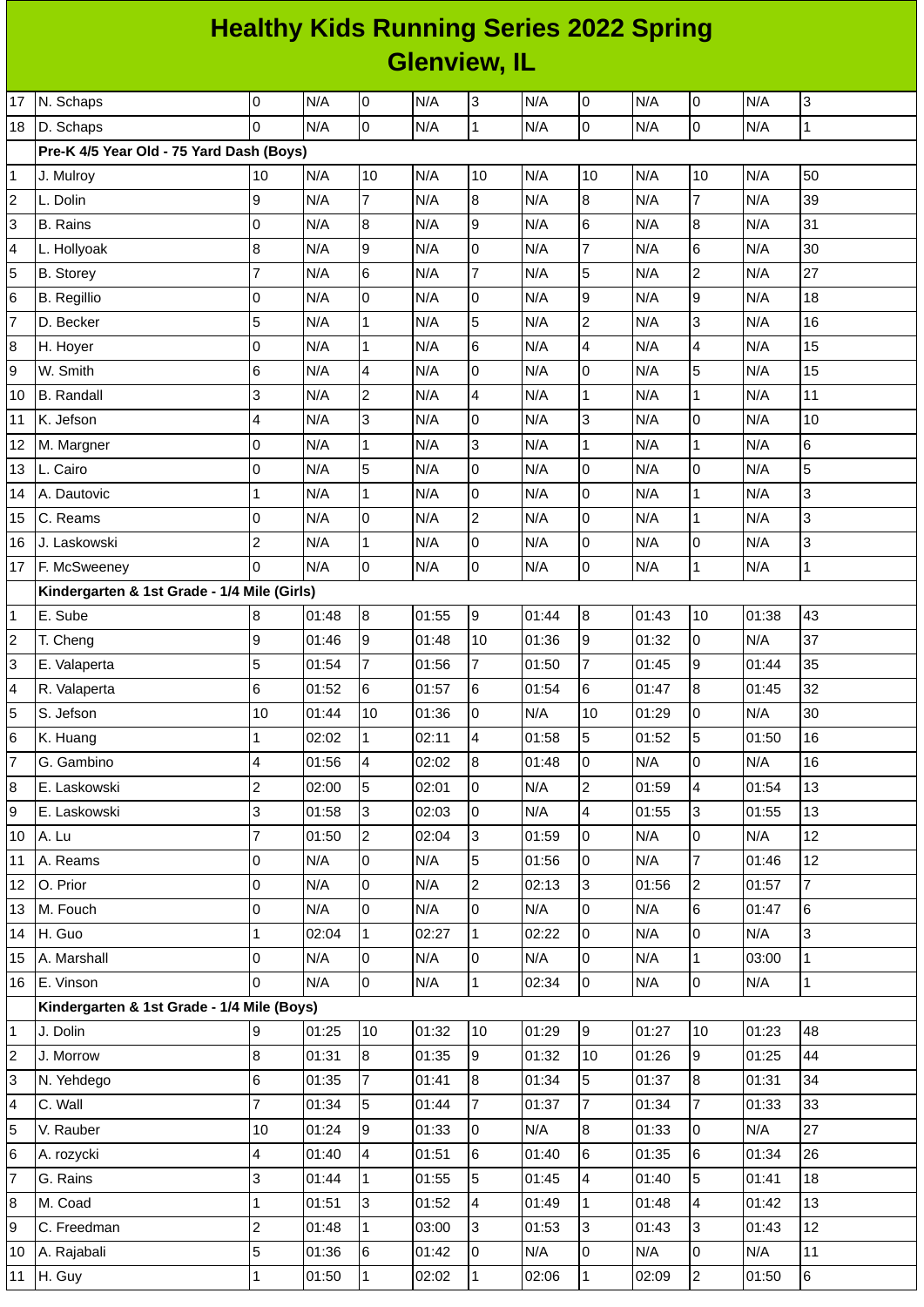# Healthy Kids Running Series 2022 Spring
## Glenview, IL

| | | | | | | | | | | | | |
|---|---|---|---|---|---|---|---|---|---|---|---|---|
| 17 | N. Schaps | 0 | N/A | 0 | N/A | 3 | N/A | 0 | N/A | 0 | N/A | 3 |
| 18 | D. Schaps | 0 | N/A | 0 | N/A | 1 | N/A | 0 | N/A | 0 | N/A | 1 |
| | **Pre-K 4/5 Year Old - 75 Yard Dash (Boys)** | | | | | | | | | | | |
| 1 | J. Mulroy | 10 | N/A | 10 | N/A | 10 | N/A | 10 | N/A | 10 | N/A | 50 |
| 2 | L. Dolin | 9 | N/A | 7 | N/A | 8 | N/A | 8 | N/A | 7 | N/A | 39 |
| 3 | B. Rains | 0 | N/A | 8 | N/A | 9 | N/A | 6 | N/A | 8 | N/A | 31 |
| 4 | L. Hollyoak | 8 | N/A | 9 | N/A | 0 | N/A | 7 | N/A | 6 | N/A | 30 |
| 5 | B. Storey | 7 | N/A | 6 | N/A | 7 | N/A | 5 | N/A | 2 | N/A | 27 |
| 6 | B. Regillio | 0 | N/A | 0 | N/A | 0 | N/A | 9 | N/A | 9 | N/A | 18 |
| 7 | D. Becker | 5 | N/A | 1 | N/A | 5 | N/A | 2 | N/A | 3 | N/A | 16 |
| 8 | H. Hoyer | 0 | N/A | 1 | N/A | 6 | N/A | 4 | N/A | 4 | N/A | 15 |
| 9 | W. Smith | 6 | N/A | 4 | N/A | 0 | N/A | 0 | N/A | 5 | N/A | 15 |
| 10 | B. Randall | 3 | N/A | 2 | N/A | 4 | N/A | 1 | N/A | 1 | N/A | 11 |
| 11 | K. Jefson | 4 | N/A | 3 | N/A | 0 | N/A | 3 | N/A | 0 | N/A | 10 |
| 12 | M. Margner | 0 | N/A | 1 | N/A | 3 | N/A | 1 | N/A | 1 | N/A | 6 |
| 13 | L. Cairo | 0 | N/A | 5 | N/A | 0 | N/A | 0 | N/A | 0 | N/A | 5 |
| 14 | A. Dautovic | 1 | N/A | 1 | N/A | 0 | N/A | 0 | N/A | 1 | N/A | 3 |
| 15 | C. Reams | 0 | N/A | 0 | N/A | 2 | N/A | 0 | N/A | 1 | N/A | 3 |
| 16 | J. Laskowski | 2 | N/A | 1 | N/A | 0 | N/A | 0 | N/A | 0 | N/A | 3 |
| 17 | F. McSweeney | 0 | N/A | 0 | N/A | 0 | N/A | 0 | N/A | 1 | N/A | 1 |
| | **Kindergarten & 1st Grade - 1/4 Mile (Girls)** | | | | | | | | | | | |
| 1 | E. Sube | 8 | 01:48 | 8 | 01:55 | 9 | 01:44 | 8 | 01:43 | 10 | 01:38 | 43 |
| 2 | T. Cheng | 9 | 01:46 | 9 | 01:48 | 10 | 01:36 | 9 | 01:32 | 0 | N/A | 37 |
| 3 | E. Valaperta | 5 | 01:54 | 7 | 01:56 | 7 | 01:50 | 7 | 01:45 | 9 | 01:44 | 35 |
| 4 | R. Valaperta | 6 | 01:52 | 6 | 01:57 | 6 | 01:54 | 6 | 01:47 | 8 | 01:45 | 32 |
| 5 | S. Jefson | 10 | 01:44 | 10 | 01:36 | 0 | N/A | 10 | 01:29 | 0 | N/A | 30 |
| 6 | K. Huang | 1 | 02:02 | 1 | 02:11 | 4 | 01:58 | 5 | 01:52 | 5 | 01:50 | 16 |
| 7 | G. Gambino | 4 | 01:56 | 4 | 02:02 | 8 | 01:48 | 0 | N/A | 0 | N/A | 16 |
| 8 | E. Laskowski | 2 | 02:00 | 5 | 02:01 | 0 | N/A | 2 | 01:59 | 4 | 01:54 | 13 |
| 9 | E. Laskowski | 3 | 01:58 | 3 | 02:03 | 0 | N/A | 4 | 01:55 | 3 | 01:55 | 13 |
| 10 | A. Lu | 7 | 01:50 | 2 | 02:04 | 3 | 01:59 | 0 | N/A | 0 | N/A | 12 |
| 11 | A. Reams | 0 | N/A | 0 | N/A | 5 | 01:56 | 0 | N/A | 7 | 01:46 | 12 |
| 12 | O. Prior | 0 | N/A | 0 | N/A | 2 | 02:13 | 3 | 01:56 | 2 | 01:57 | 7 |
| 13 | M. Fouch | 0 | N/A | 0 | N/A | 0 | N/A | 0 | N/A | 6 | 01:47 | 6 |
| 14 | H. Guo | 1 | 02:04 | 1 | 02:27 | 1 | 02:22 | 0 | N/A | 0 | N/A | 3 |
| 15 | A. Marshall | 0 | N/A | 0 | N/A | 0 | N/A | 0 | N/A | 1 | 03:00 | 1 |
| 16 | E. Vinson | 0 | N/A | 0 | N/A | 1 | 02:34 | 0 | N/A | 0 | N/A | 1 |
| | **Kindergarten & 1st Grade - 1/4 Mile (Boys)** | | | | | | | | | | | |
| 1 | J. Dolin | 9 | 01:25 | 10 | 01:32 | 10 | 01:29 | 9 | 01:27 | 10 | 01:23 | 48 |
| 2 | J. Morrow | 8 | 01:31 | 8 | 01:35 | 9 | 01:32 | 10 | 01:26 | 9 | 01:25 | 44 |
| 3 | N. Yehdego | 6 | 01:35 | 7 | 01:41 | 8 | 01:34 | 5 | 01:37 | 8 | 01:31 | 34 |
| 4 | C. Wall | 7 | 01:34 | 5 | 01:44 | 7 | 01:37 | 7 | 01:34 | 7 | 01:33 | 33 |
| 5 | V. Rauber | 10 | 01:24 | 9 | 01:33 | 0 | N/A | 8 | 01:33 | 0 | N/A | 27 |
| 6 | A. rozycki | 4 | 01:40 | 4 | 01:51 | 6 | 01:40 | 6 | 01:35 | 6 | 01:34 | 26 |
| 7 | G. Rains | 3 | 01:44 | 1 | 01:55 | 5 | 01:45 | 4 | 01:40 | 5 | 01:41 | 18 |
| 8 | M. Coad | 1 | 01:51 | 3 | 01:52 | 4 | 01:49 | 1 | 01:48 | 4 | 01:42 | 13 |
| 9 | C. Freedman | 2 | 01:48 | 1 | 03:00 | 3 | 01:53 | 3 | 01:43 | 3 | 01:43 | 12 |
| 10 | A. Rajabali | 5 | 01:36 | 6 | 01:42 | 0 | N/A | 0 | N/A | 0 | N/A | 11 |
| 11 | H. Guy | 1 | 01:50 | 1 | 02:02 | 1 | 02:06 | 1 | 02:09 | 2 | 01:50 | 6 |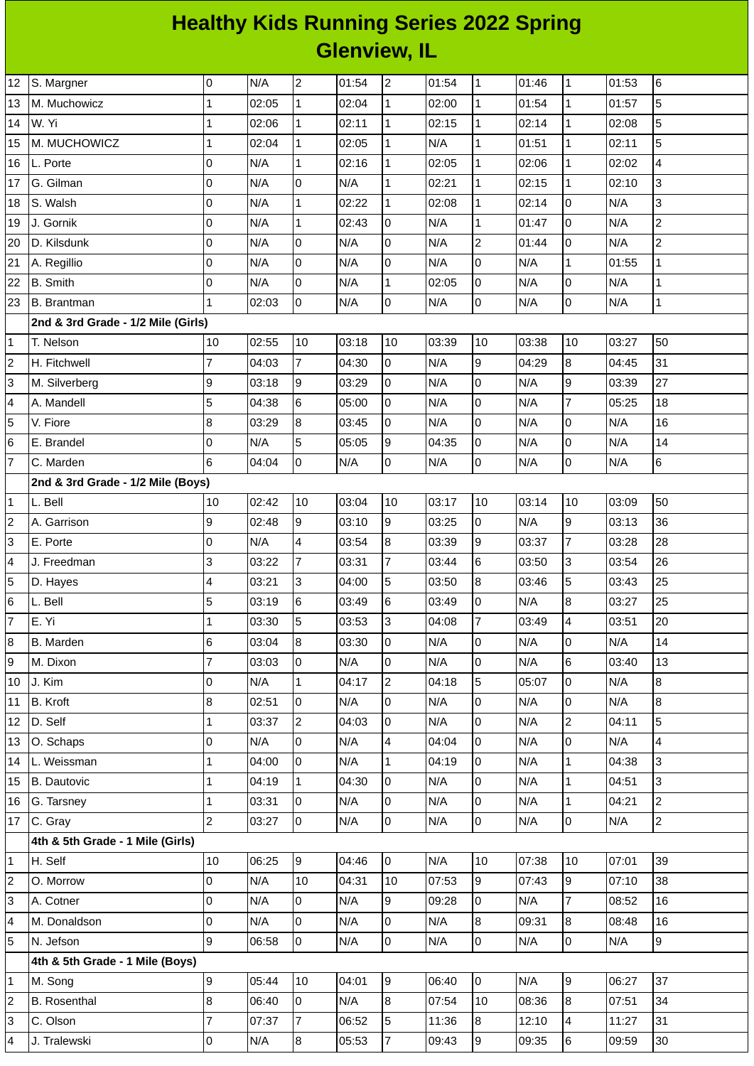# Healthy Kids Running Series 2022 Spring
## Glenview, IL

| | | | | | | | | | | | | |
|---|---|---|---|---|---|---|---|---|---|---|---|---|
| 12 | S. Margner | 0 | N/A | 2 | 01:54 | 2 | 01:54 | 1 | 01:46 | 1 | 01:53 | 6 |
| 13 | M. Muchowicz | 1 | 02:05 | 1 | 02:04 | 1 | 02:00 | 1 | 01:54 | 1 | 01:57 | 5 |
| 14 | W. Yi | 1 | 02:06 | 1 | 02:11 | 1 | 02:15 | 1 | 02:14 | 1 | 02:08 | 5 |
| 15 | M. MUCHOWICZ | 1 | 02:04 | 1 | 02:05 | 1 | N/A | 1 | 01:51 | 1 | 02:11 | 5 |
| 16 | L. Porte | 0 | N/A | 1 | 02:16 | 1 | 02:05 | 1 | 02:06 | 1 | 02:02 | 4 |
| 17 | G. Gilman | 0 | N/A | 0 | N/A | 1 | 02:21 | 1 | 02:15 | 1 | 02:10 | 3 |
| 18 | S. Walsh | 0 | N/A | 1 | 02:22 | 1 | 02:08 | 1 | 02:14 | 0 | N/A | 3 |
| 19 | J. Gornik | 0 | N/A | 1 | 02:43 | 0 | N/A | 1 | 01:47 | 0 | N/A | 2 |
| 20 | D. Kilsdunk | 0 | N/A | 0 | N/A | 0 | N/A | 2 | 01:44 | 0 | N/A | 2 |
| 21 | A. Regillio | 0 | N/A | 0 | N/A | 0 | N/A | 0 | N/A | 1 | 01:55 | 1 |
| 22 | B. Smith | 0 | N/A | 0 | N/A | 1 | 02:05 | 0 | N/A | 0 | N/A | 1 |
| 23 | B. Brantman | 1 | 02:03 | 0 | N/A | 0 | N/A | 0 | N/A | 0 | N/A | 1 |
| | **2nd & 3rd Grade - 1/2 Mile (Girls)** | | | | | | | | | | | |
| 1 | T. Nelson | 10 | 02:55 | 10 | 03:18 | 10 | 03:39 | 10 | 03:38 | 10 | 03:27 | 50 |
| 2 | H. Fitchwell | 7 | 04:03 | 7 | 04:30 | 0 | N/A | 9 | 04:29 | 8 | 04:45 | 31 |
| 3 | M. Silverberg | 9 | 03:18 | 9 | 03:29 | 0 | N/A | 0 | N/A | 9 | 03:39 | 27 |
| 4 | A. Mandell | 5 | 04:38 | 6 | 05:00 | 0 | N/A | 0 | N/A | 7 | 05:25 | 18 |
| 5 | V. Fiore | 8 | 03:29 | 8 | 03:45 | 0 | N/A | 0 | N/A | 0 | N/A | 16 |
| 6 | E. Brandel | 0 | N/A | 5 | 05:05 | 9 | 04:35 | 0 | N/A | 0 | N/A | 14 |
| 7 | C. Marden | 6 | 04:04 | 0 | N/A | 0 | N/A | 0 | N/A | 0 | N/A | 6 |
| | **2nd & 3rd Grade - 1/2 Mile (Boys)** | | | | | | | | | | | |
| 1 | L. Bell | 10 | 02:42 | 10 | 03:04 | 10 | 03:17 | 10 | 03:14 | 10 | 03:09 | 50 |
| 2 | A. Garrison | 9 | 02:48 | 9 | 03:10 | 9 | 03:25 | 0 | N/A | 9 | 03:13 | 36 |
| 3 | E. Porte | 0 | N/A | 4 | 03:54 | 8 | 03:39 | 9 | 03:37 | 7 | 03:28 | 28 |
| 4 | J. Freedman | 3 | 03:22 | 7 | 03:31 | 7 | 03:44 | 6 | 03:50 | 3 | 03:54 | 26 |
| 5 | D. Hayes | 4 | 03:21 | 3 | 04:00 | 5 | 03:50 | 8 | 03:46 | 5 | 03:43 | 25 |
| 6 | L. Bell | 5 | 03:19 | 6 | 03:49 | 6 | 03:49 | 0 | N/A | 8 | 03:27 | 25 |
| 7 | E. Yi | 1 | 03:30 | 5 | 03:53 | 3 | 04:08 | 7 | 03:49 | 4 | 03:51 | 20 |
| 8 | B. Marden | 6 | 03:04 | 8 | 03:30 | 0 | N/A | 0 | N/A | 0 | N/A | 14 |
| 9 | M. Dixon | 7 | 03:03 | 0 | N/A | 0 | N/A | 0 | N/A | 6 | 03:40 | 13 |
| 10 | J. Kim | 0 | N/A | 1 | 04:17 | 2 | 04:18 | 5 | 05:07 | 0 | N/A | 8 |
| 11 | B. Kroft | 8 | 02:51 | 0 | N/A | 0 | N/A | 0 | N/A | 0 | N/A | 8 |
| 12 | D. Self | 1 | 03:37 | 2 | 04:03 | 0 | N/A | 0 | N/A | 2 | 04:11 | 5 |
| 13 | O. Schaps | 0 | N/A | 0 | N/A | 4 | 04:04 | 0 | N/A | 0 | N/A | 4 |
| 14 | L. Weissman | 1 | 04:00 | 0 | N/A | 1 | 04:19 | 0 | N/A | 1 | 04:38 | 3 |
| 15 | B. Dautovic | 1 | 04:19 | 1 | 04:30 | 0 | N/A | 0 | N/A | 1 | 04:51 | 3 |
| 16 | G. Tarsney | 1 | 03:31 | 0 | N/A | 0 | N/A | 0 | N/A | 1 | 04:21 | 2 |
| 17 | C. Gray | 2 | 03:27 | 0 | N/A | 0 | N/A | 0 | N/A | 0 | N/A | 2 |
| | **4th & 5th Grade - 1 Mile (Girls)** | | | | | | | | | | | |
| 1 | H. Self | 10 | 06:25 | 9 | 04:46 | 0 | N/A | 10 | 07:38 | 10 | 07:01 | 39 |
| 2 | O. Morrow | 0 | N/A | 10 | 04:31 | 10 | 07:53 | 9 | 07:43 | 9 | 07:10 | 38 |
| 3 | A. Cotner | 0 | N/A | 0 | N/A | 9 | 09:28 | 0 | N/A | 7 | 08:52 | 16 |
| 4 | M. Donaldson | 0 | N/A | 0 | N/A | 0 | N/A | 8 | 09:31 | 8 | 08:48 | 16 |
| 5 | N. Jefson | 9 | 06:58 | 0 | N/A | 0 | N/A | 0 | N/A | 0 | N/A | 9 |
| | **4th & 5th Grade - 1 Mile (Boys)** | | | | | | | | | | | |
| 1 | M. Song | 9 | 05:44 | 10 | 04:01 | 9 | 06:40 | 0 | N/A | 9 | 06:27 | 37 |
| 2 | B. Rosenthal | 8 | 06:40 | 0 | N/A | 8 | 07:54 | 10 | 08:36 | 8 | 07:51 | 34 |
| 3 | C. Olson | 7 | 07:37 | 7 | 06:52 | 5 | 11:36 | 8 | 12:10 | 4 | 11:27 | 31 |
| 4 | J. Tralewski | 0 | N/A | 8 | 05:53 | 7 | 09:43 | 9 | 09:35 | 6 | 09:59 | 30 |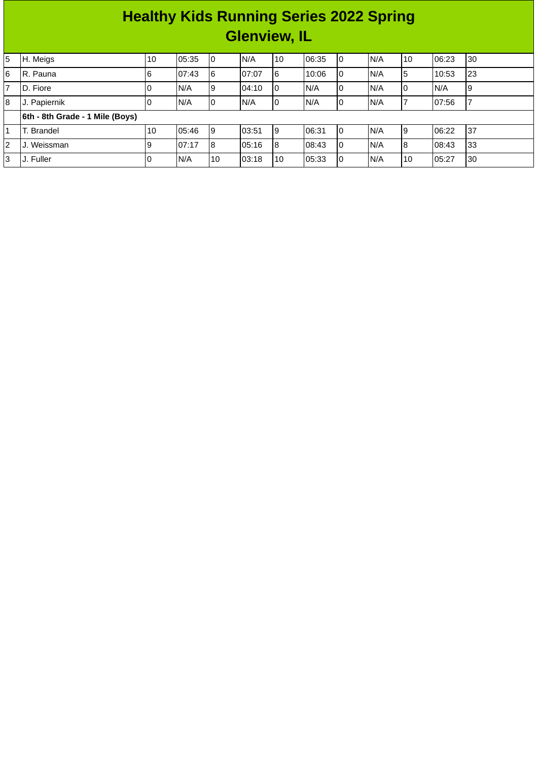# Healthy Kids Running Series 2022 Spring
## Glenview, IL

| | | | | | | | | | | | | |
|---|---|---|---|---|---|---|---|---|---|---|---|---|
| 5 | H. Meigs | 10 | 05:35 | 0 | N/A | 10 | 06:35 | 0 | N/A | 10 | 06:23 | 30 |
| 6 | R. Pauna | 6 | 07:43 | 6 | 07:07 | 6 | 10:06 | 0 | N/A | 5 | 10:53 | 23 |
| 7 | D. Fiore | 0 | N/A | 9 | 04:10 | 0 | N/A | 0 | N/A | 0 | N/A | 9 |
| 8 | J. Papiernik | 0 | N/A | 0 | N/A | 0 | N/A | 0 | N/A | 7 | 07:56 | 7 |
| | **6th - 8th Grade - 1 Mile (Boys)** | | | | | | | | | | | |
| 1 | T. Brandel | 10 | 05:46 | 9 | 03:51 | 9 | 06:31 | 0 | N/A | 9 | 06:22 | 37 |
| 2 | J. Weissman | 9 | 07:17 | 8 | 05:16 | 8 | 08:43 | 0 | N/A | 8 | 08:43 | 33 |
| 3 | J. Fuller | 0 | N/A | 10 | 03:18 | 10 | 05:33 | 0 | N/A | 10 | 05:27 | 30 |